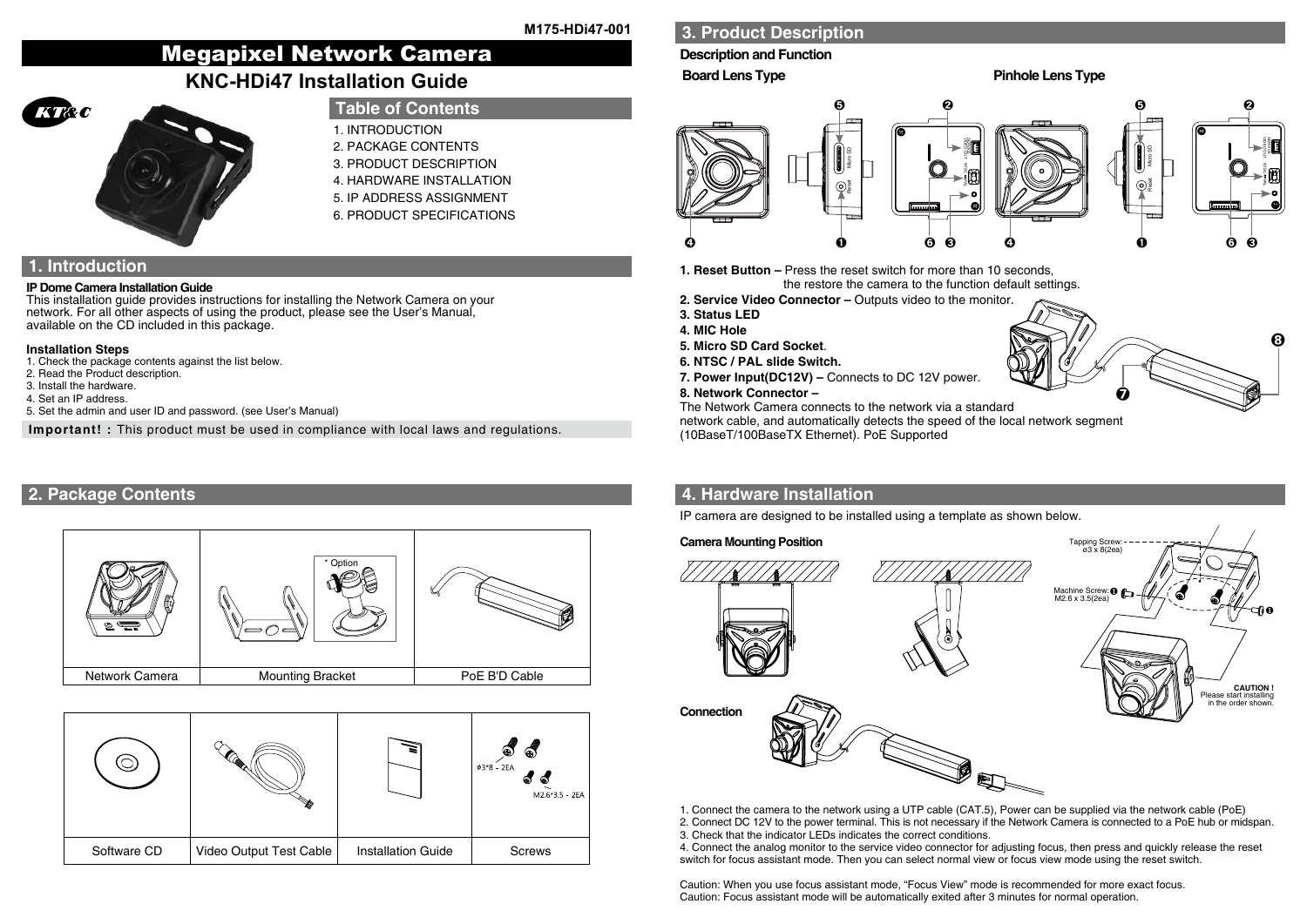M175-HDi47-001

# Megapixel Network Camera

## KNC-HDi47 Installation Guide

## Table of Contents

1. INTRODUCTION
2. PACKAGE CONTENTS
3. PRODUCT DESCRIPTION
4. HARDWARE INSTALLATION
5. IP ADDRESS ASSIGNMENT
6. PRODUCT SPECIFICATIONS

## 1. Introduction

**IP Dome Camera Installation Guide**

This installation guide provides instructions for installing the Network Camera on your network. For all other aspects of using the product, please see the User's Manual, available on the CD included in this package.

**Installation Steps**

1. Check the package contents against the list below.
2. Read the Product description.
3. Install the hardware.
4. Set an IP address.
5. Set the admin and user ID and password. (see User's Manual)

**Important! :** This product must be used in compliance with local laws and regulations.

## 2. Package Contents

| Network Camera | Mounting Bracket (* Option) | PoE B'D Cable |
|---|---|---|

| Software CD | Video Output Test Cable | Installation Guide | Screws (ø3*8 - 2EA, M2.6*3.5 - 2EA) |
|---|---|---|---|

## 3. Product Description

### Description and Function

**Board Lens Type** / **Pinhole Lens Type**

**1. Reset Button –** Press the reset switch for more than 10 seconds, the restore the camera to the function default settings.

**2. Service Video Connector –** Outputs video to the monitor.

**3. Status LED**

**4. MIC Hole**

**5. Micro SD Card Socket**.

**6. NTSC / PAL slide Switch.**

**7. Power Input(DC12V) –** Connects to DC 12V power.

**8. Network Connector –**

The Network Camera connects to the network via a standard network cable, and automatically detects the speed of the local network segment (10BaseT/100BaseTX Ethernet). PoE Supported

## 4. Hardware Installation

IP camera are designed to be installed using a template as shown below.

**Camera Mounting Position**

Tapping Screw: ø3 x 8(2ea)

Machine Screw: M2.6 x 3.5(2ea)

**CAUTION !** Please start installing in the order shown.

**Connection**

1. Connect the camera to the network using a UTP cable (CAT.5), Power can be supplied via the network cable (PoE)
2. Connect DC 12V to the power terminal. This is not necessary if the Network Camera is connected to a PoE hub or midspan.
3. Check that the indicator LEDs indicates the correct conditions.
4. Connect the analog monitor to the service video connector for adjusting focus, then press and quickly release the reset switch for focus assistant mode. Then you can select normal view or focus view mode using the reset switch.

Caution: When you use focus assistant mode, "Focus View" mode is recommended for more exact focus.
Caution: Focus assistant mode will be automatically exited after 3 minutes for normal operation.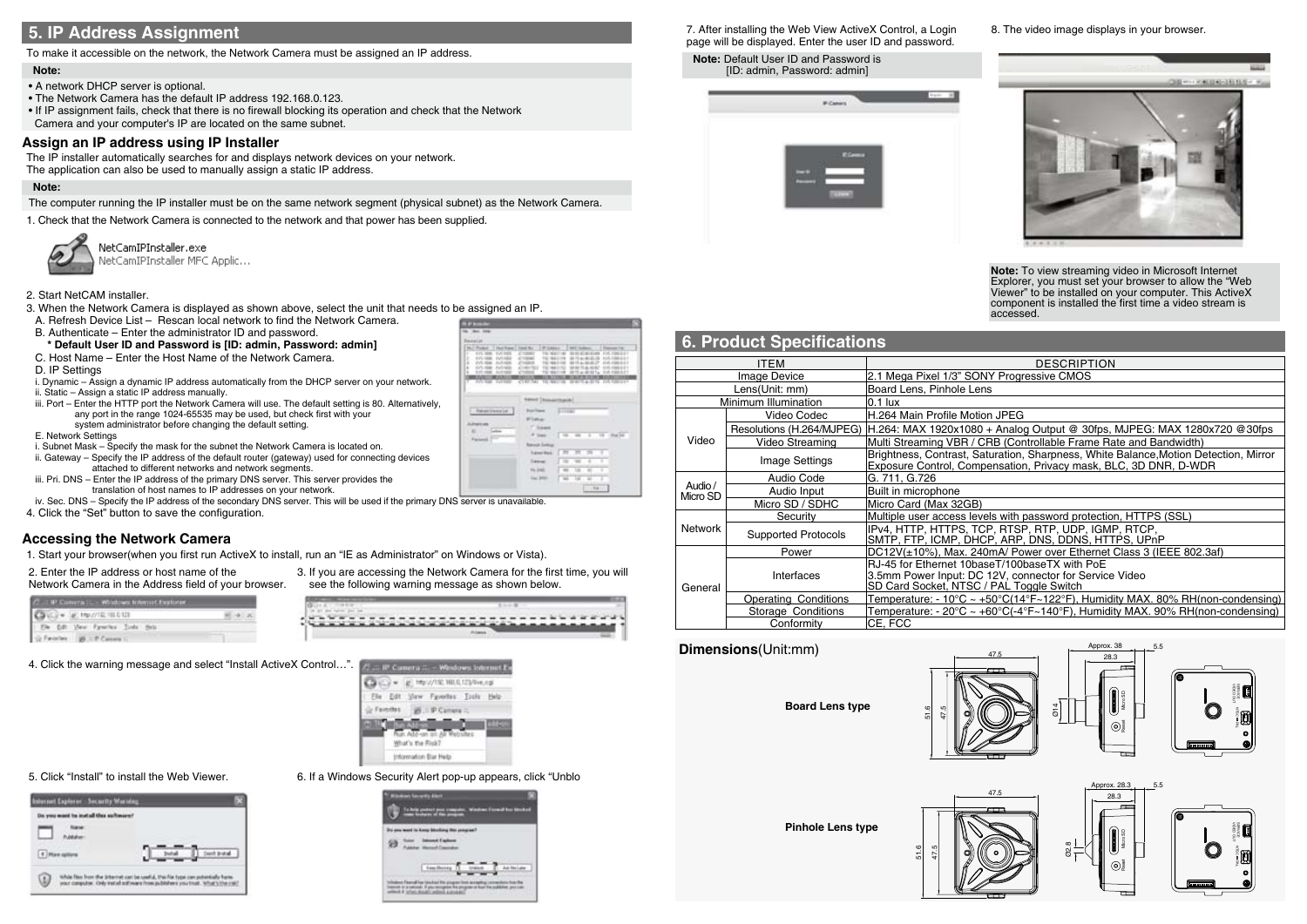## 5. IP Address Assignment

To make it accessible on the network, the Network Camera must be assigned an IP address.

**Note:**

- A network DHCP server is optional.
- The Network Camera has the default IP address 192.168.0.123.
- If IP assignment fails, check that there is no firewall blocking its operation and check that the Network Camera and your computer's IP are located on the same subnet.

### Assign an IP address using IP Installer

The IP installer automatically searches for and displays network devices on your network.
The application can also be used to manually assign a static IP address.

**Note:**

The computer running the IP installer must be on the same network segment (physical subnet) as the Network Camera.

1. Check that the Network Camera is connected to the network and that power has been supplied.

NetCamIPInstaller.exe
NetCamIPInstaller MFC Applic...

2. Start NetCAM installer.
3. When the Network Camera is displayed as shown above, select the unit that needs to be assigned an IP.
   A. Refresh Device List – Rescan local network to find the Network Camera.
   B. Authenticate – Enter the administrator ID and password.
      **\* Default User ID and Password is [ID: admin, Password: admin]**
   C. Host Name – Enter the Host Name of the Network Camera.
   D. IP Settings
   i. Dynamic – Assign a dynamic IP address automatically from the DHCP server on your network.
   ii. Static – Assign a static IP address manually.
   iii. Port – Enter the HTTP port the Network Camera will use. The default setting is 80. Alternatively, any port in the range 1024-65535 may be used, but check first with your system administrator before changing the default setting.
   E. Network Settings
   i. Subnet Mask – Specify the mask for the subnet the Network Camera is located on.
   ii. Gateway – Specify the IP address of the default router (gateway) used for connecting devices attached to different networks and network segments.
   iii. Pri. DNS – Enter the IP address of the primary DNS server. This server provides the translation of host names to IP addresses on your network.
   iv. Sec. DNS – Specify the IP address of the secondary DNS server. This will be used if the primary DNS server is unavailable.
4. Click the "Set" button to save the configuration.

### Accessing the Network Camera

1. Start your browser(when you first run ActiveX to install, run an "IE as Administrator" on Windows or Vista).
2. Enter the IP address or host name of the Network Camera in the Address field of your browser.
3. If you are accessing the Network Camera for the first time, you will see the following warning message as shown below.
4. Click the warning message and select "Install ActiveX Control…".
5. Click "Install" to install the Web Viewer.
6. If a Windows Security Alert pop-up appears, click "Unblo
7. After installing the Web View ActiveX Control, a Login page will be displayed. Enter the user ID and password.

**Note:** Default User ID and Password is [ID: admin, Password: admin]

8. The video image displays in your browser.

**Note:** To view streaming video in Microsoft Internet Explorer, you must set your browser to allow the "Web Viewer" to be installed on your computer. This ActiveX component is installed the first time a video stream is accessed.

## 6. Product Specifications

| ITEM | | DESCRIPTION |
|---|---|---|
| Image Device | | 2.1 Mega Pixel 1/3" SONY Progressive CMOS |
| Lens(Unit: mm) | | Board Lens, Pinhole Lens |
| Minimum Illumination | | 0.1 lux |
| Video | Video Codec | H.264 Main Profile Motion JPEG |
| | Resolutions (H.264/MJPEG) | H.264: MAX 1920x1080 + Analog Output @ 30fps, MJPEG: MAX 1280x720 @30fps |
| | Video Streaming | Multi Streaming VBR / CRB (Controllable Frame Rate and Bandwidth) |
| | Image Settings | Brightness, Contrast, Saturation, Sharpness, White Balance,Motion Detection, Mirror Exposure Control, Compensation, Privacy mask, BLC, 3D DNR, D-WDR |
| Audio / Micro SD | Audio Code | G. 711, G.726 |
| | Audio Input | Built in microphone |
| | Micro SD / SDHC | Micro Card (Max 32GB) |
| Network | Security | Multiple user access levels with password protection, HTTPS (SSL) |
| | Supported Protocols | IPv4, HTTP, HTTPS, TCP, RTSP, RTP, UDP, IGMP, RTCP, SMTP, FTP, ICMP, DHCP, ARP, DNS, DDNS, HTTPS, UPnP |
| General | Power | DC12V(±10%), Max. 240mA/ Power over Ethernet Class 3 (IEEE 802.3af) |
| | Interfaces | RJ-45 for Ethernet 10baseT/100baseTX with PoE<br>3.5mm Power Input: DC 12V, connector for Service Video<br>SD Card Socket, NTSC / PAL Toggle Switch |
| | Operating Conditions | Temperature: - 10°C ~ +50°C(14°F~122°F), Humidity MAX. 80% RH(non-condensing) |
| | Storage Conditions | Temperature: - 20°C ~ +60°C(-4°F~140°F), Humidity MAX. 90% RH(non-condensing) |
| | Conformity | CE, FCC |

### Dimensions(Unit:mm)

**Board Lens type**

47.5
51.6
47.5
Approx. 38
28.3
5.5
Ø14

**Pinhole Lens type**

47.5
51.6
47.5
Approx. 28.3
28.3
5.5
Ø2.8